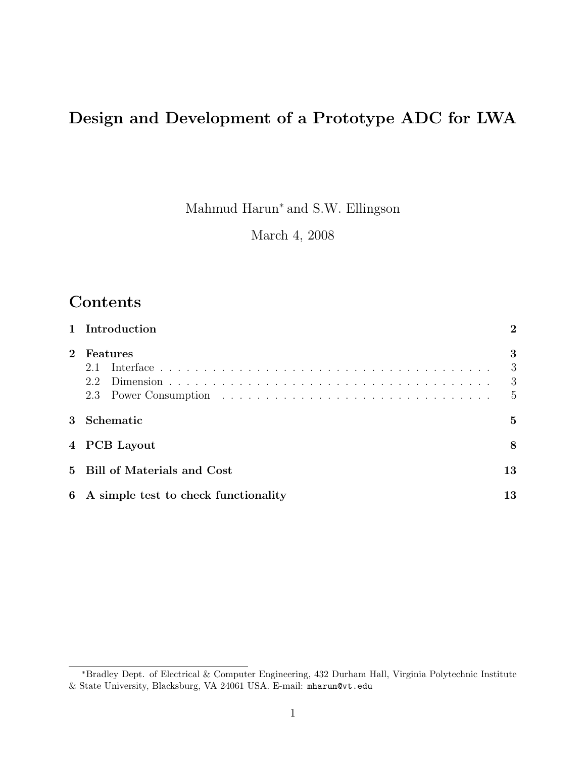# Design and Development of a Prototype ADC for LWA

Mahmud Harun[*] and S.W. Ellingson

March 4, 2008

## Contents

| | | |
|---|---|---|
| **1** | **Introduction** | **2** |
| **2** | **Features** | **3** |
| | 2.1 Interface | 3 |
| | 2.2 Dimension | 3 |
| | 2.3 Power Consumption | 5 |
| **3** | **Schematic** | **5** |
| **4** | **PCB Layout** | **8** |
| **5** | **Bill of Materials and Cost** | **13** |
| **6** | **A simple test to check functionality** | **13** |

[*]Bradley Dept. of Electrical & Computer Engineering, 432 Durham Hall, Virginia Polytechnic Institute & State University, Blacksburg, VA 24061 USA. E-mail: `mharun@vt.edu`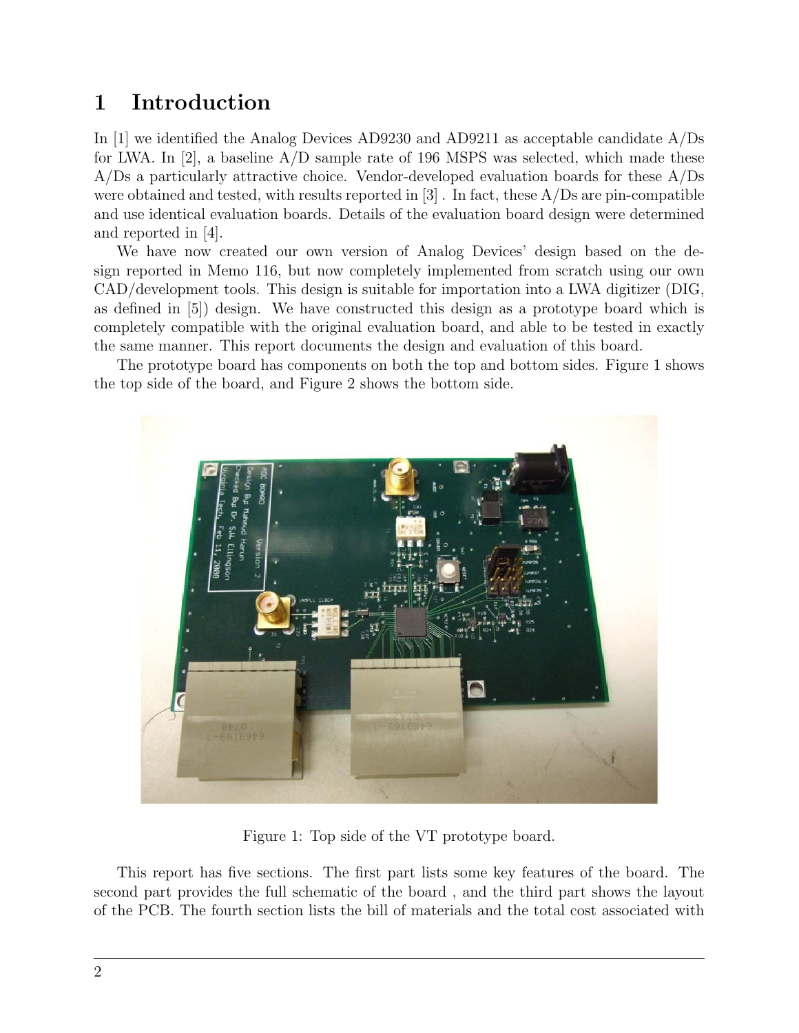# 1 Introduction

In [1] we identified the Analog Devices AD9230 and AD9211 as acceptable candidate A/Ds for LWA. In [2], a baseline A/D sample rate of 196 MSPS was selected, which made these A/Ds a particularly attractive choice. Vendor-developed evaluation boards for these A/Ds were obtained and tested, with results reported in [3] . In fact, these A/Ds are pin-compatible and use identical evaluation boards. Details of the evaluation board design were determined and reported in [4].

We have now created our own version of Analog Devices' design based on the design reported in Memo 116, but now completely implemented from scratch using our own CAD/development tools. This design is suitable for importation into a LWA digitizer (DIG, as defined in [5]) design. We have constructed this design as a prototype board which is completely compatible with the original evaluation board, and able to be tested in exactly the same manner. This report documents the design and evaluation of this board.

The prototype board has components on both the top and bottom sides. Figure 1 shows the top side of the board, and Figure 2 shows the bottom side.

Figure 1: Top side of the VT prototype board.

This report has five sections. The first part lists some key features of the board. The second part provides the full schematic of the board , and the third part shows the layout of the PCB. The fourth section lists the bill of materials and the total cost associated with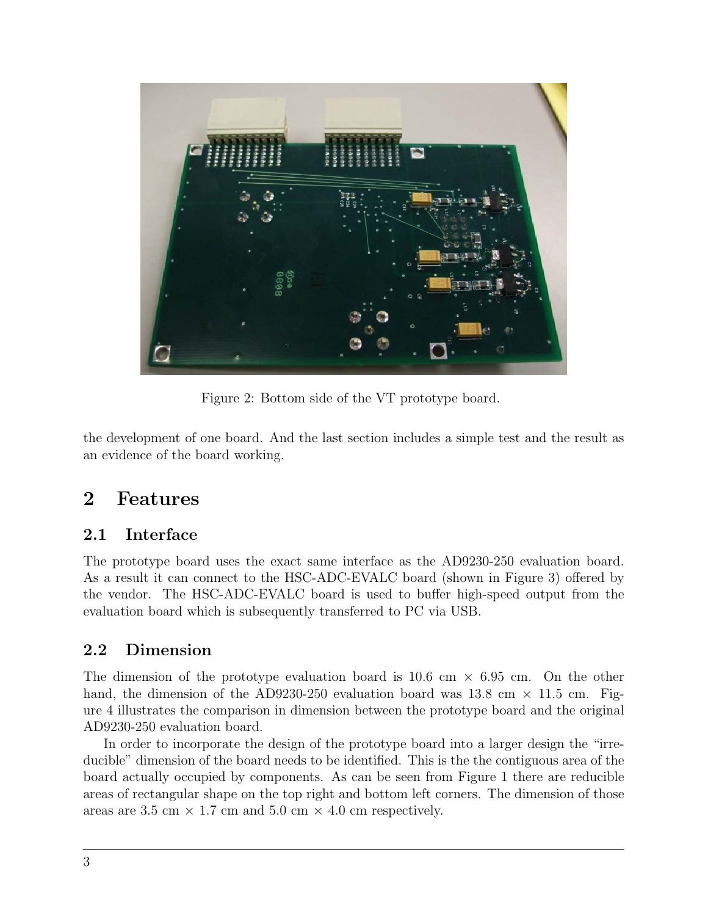Figure 2: Bottom side of the VT prototype board.

the development of one board. And the last section includes a simple test and the result as an evidence of the board working.

## 2 Features

### 2.1 Interface

The prototype board uses the exact same interface as the AD9230-250 evaluation board. As a result it can connect to the HSC-ADC-EVALC board (shown in Figure 3) offered by the vendor. The HSC-ADC-EVALC board is used to buffer high-speed output from the evaluation board which is subsequently transferred to PC via USB.

### 2.2 Dimension

The dimension of the prototype evaluation board is 10.6 cm × 6.95 cm. On the other hand, the dimension of the AD9230-250 evaluation board was 13.8 cm × 11.5 cm. Figure 4 illustrates the comparison in dimension between the prototype board and the original AD9230-250 evaluation board.

In order to incorporate the design of the prototype board into a larger design the "irreducible" dimension of the board needs to be identified. This is the the contiguous area of the board actually occupied by components. As can be seen from Figure 1 there are reducible areas of rectangular shape on the top right and bottom left corners. The dimension of those areas are 3.5 cm × 1.7 cm and 5.0 cm × 4.0 cm respectively.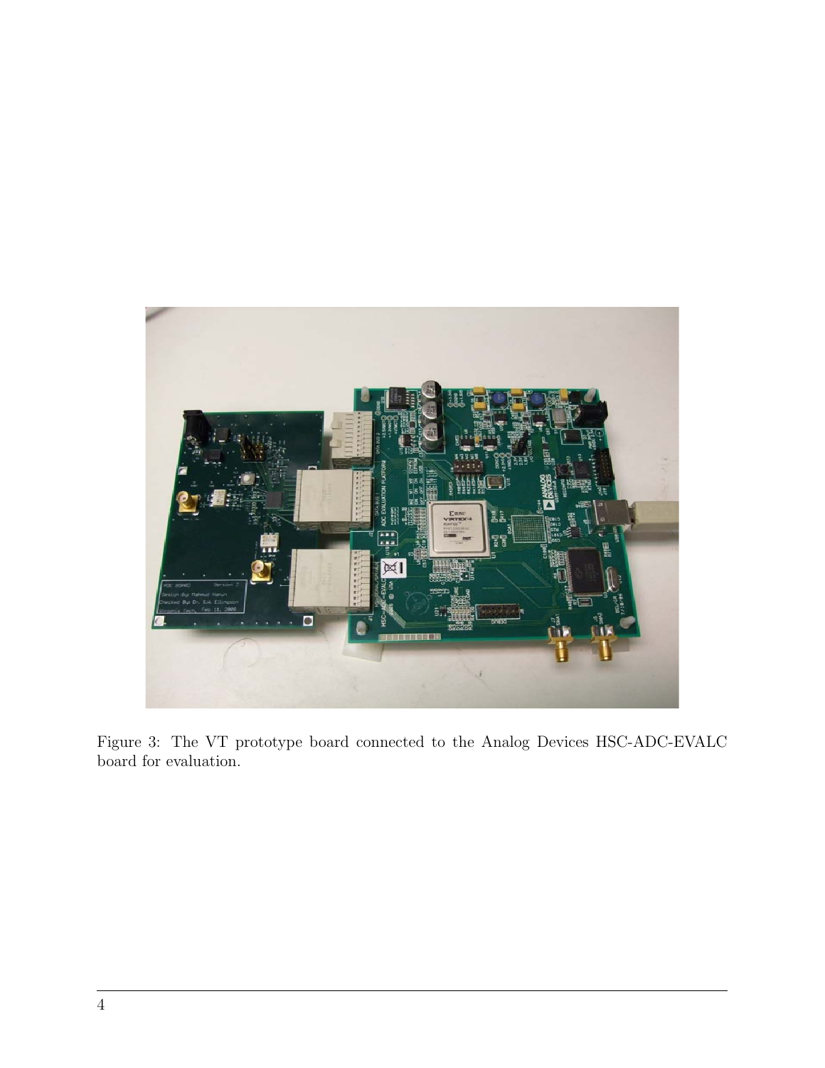Figure 3: The VT prototype board connected to the Analog Devices HSC-ADC-EVALC board for evaluation.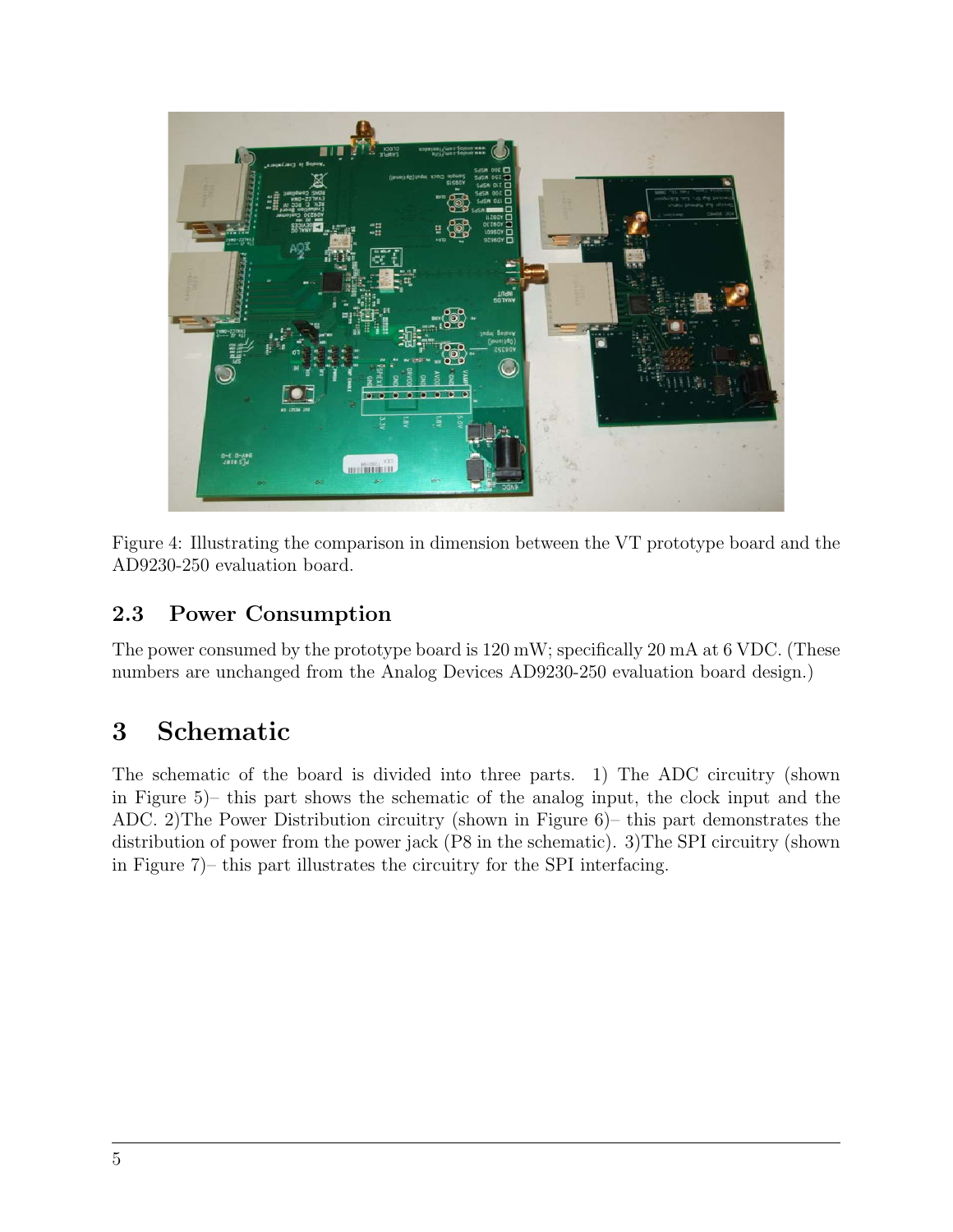Figure 4: Illustrating the comparison in dimension between the VT prototype board and the AD9230-250 evaluation board.

### 2.3 Power Consumption

The power consumed by the prototype board is 120 mW; specifically 20 mA at 6 VDC. (These numbers are unchanged from the Analog Devices AD9230-250 evaluation board design.)

## 3 Schematic

The schematic of the board is divided into three parts. 1) The ADC circuitry (shown in Figure 5)– this part shows the schematic of the analog input, the clock input and the ADC. 2)The Power Distribution circuitry (shown in Figure 6)– this part demonstrates the distribution of power from the power jack (P8 in the schematic). 3)The SPI circuitry (shown in Figure 7)– this part illustrates the circuitry for the SPI interfacing.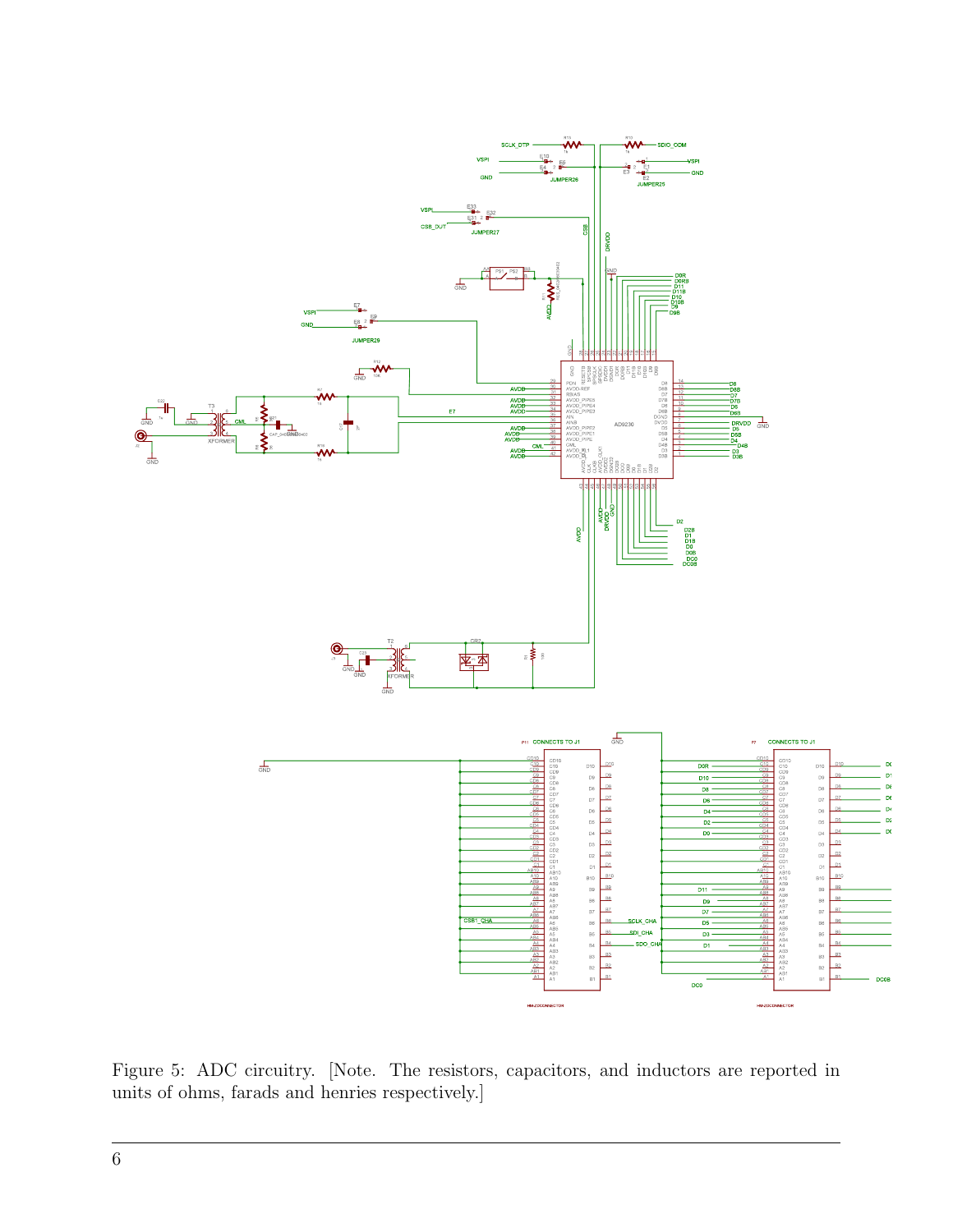Figure 5: ADC circuitry. [Note. The resistors, capacitors, and inductors are reported in units of ohms, farads and henries respectively.]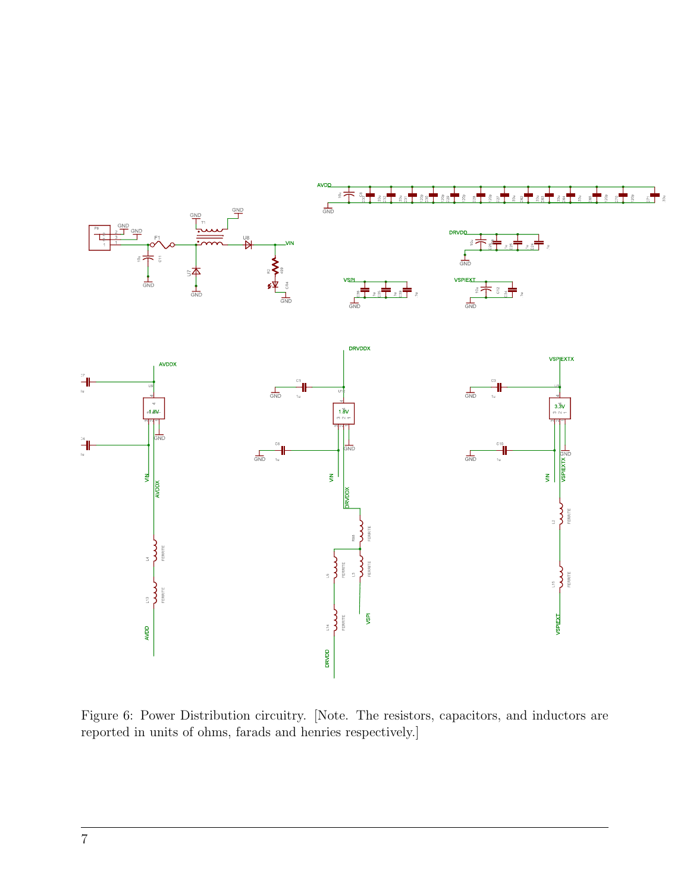Figure 6: Power Distribution circuitry. [Note. The resistors, capacitors, and inductors are reported in units of ohms, farads and henries respectively.]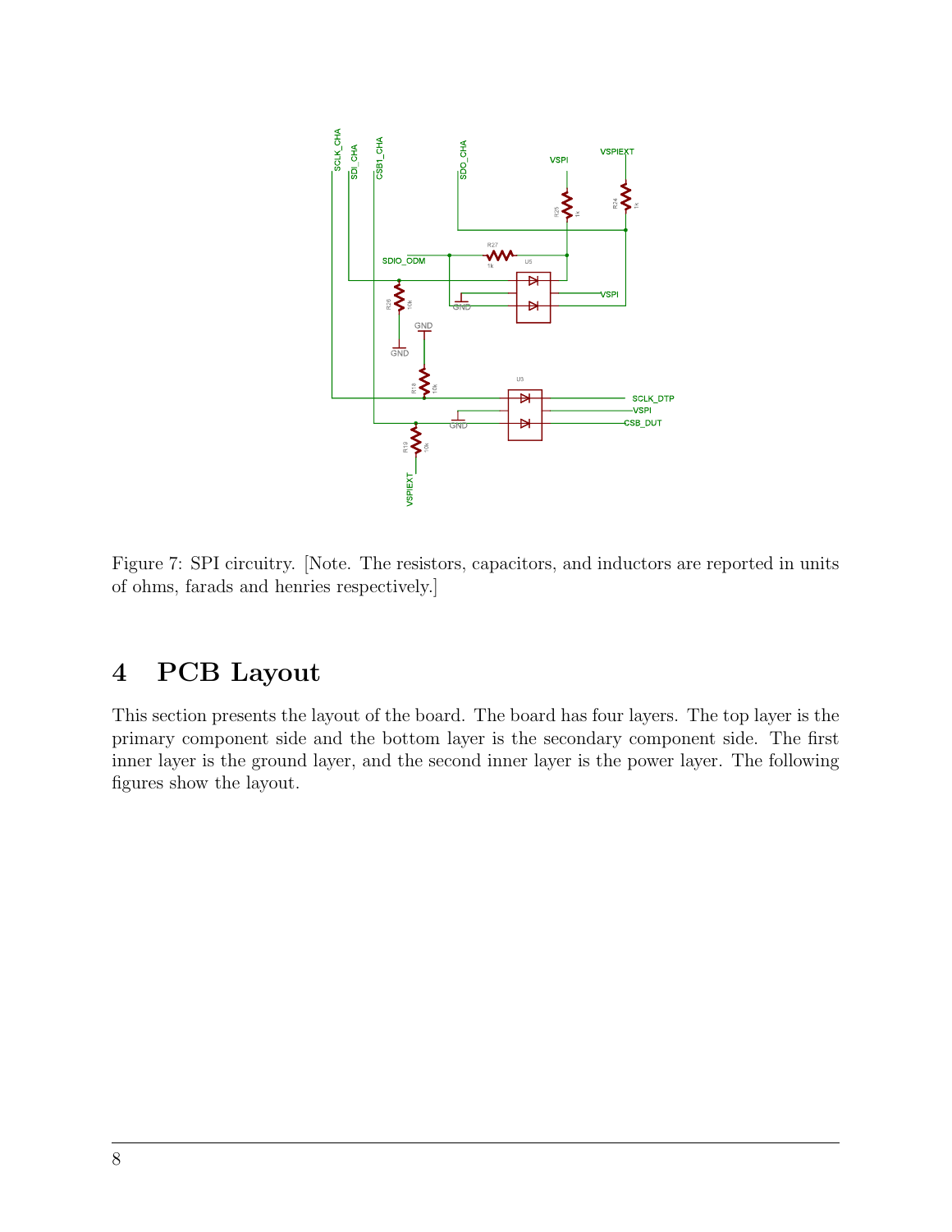Figure 7: SPI circuitry. [Note. The resistors, capacitors, and inductors are reported in units of ohms, farads and henries respectively.]

# 4 PCB Layout

This section presents the layout of the board. The board has four layers. The top layer is the primary component side and the bottom layer is the secondary component side. The first inner layer is the ground layer, and the second inner layer is the power layer. The following figures show the layout.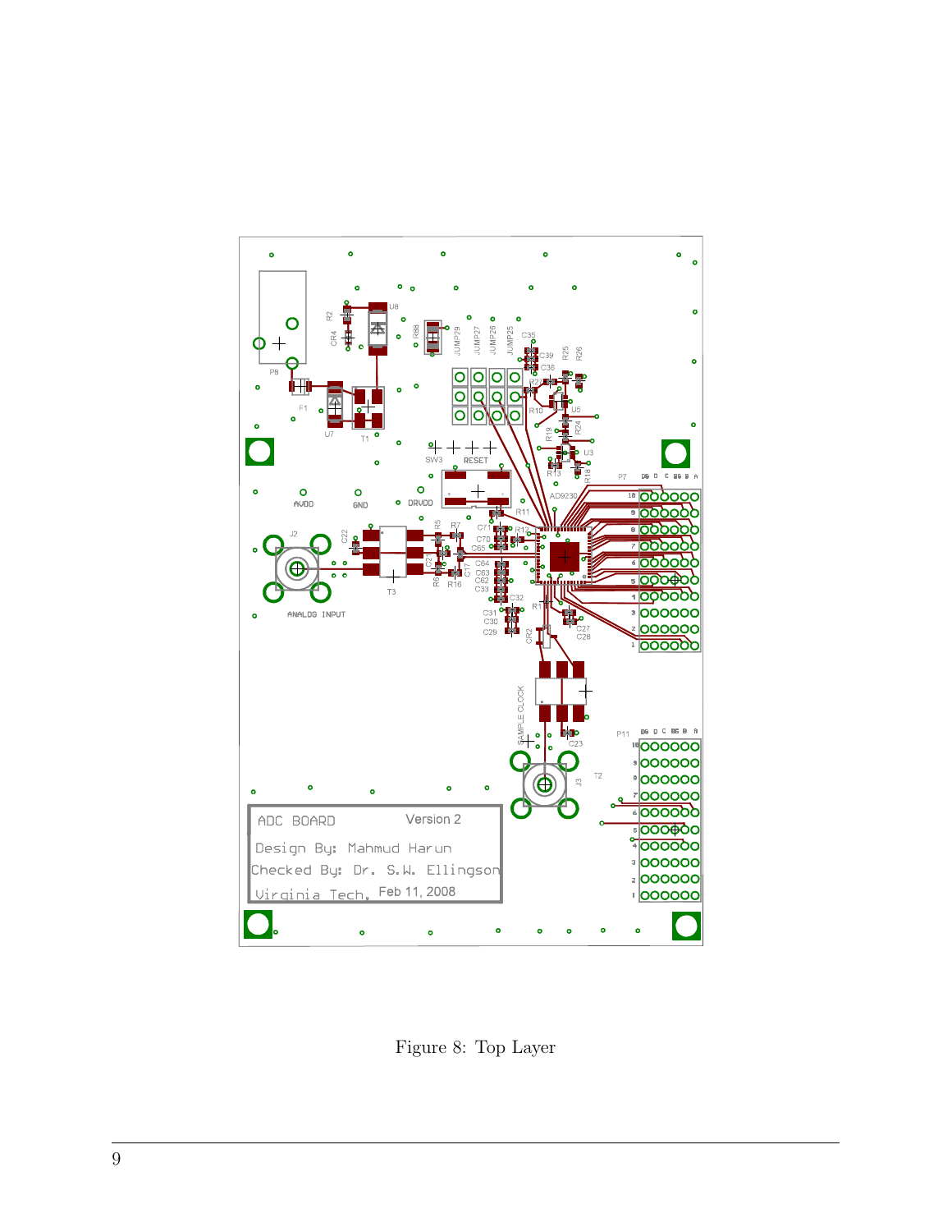Figure 8: Top Layer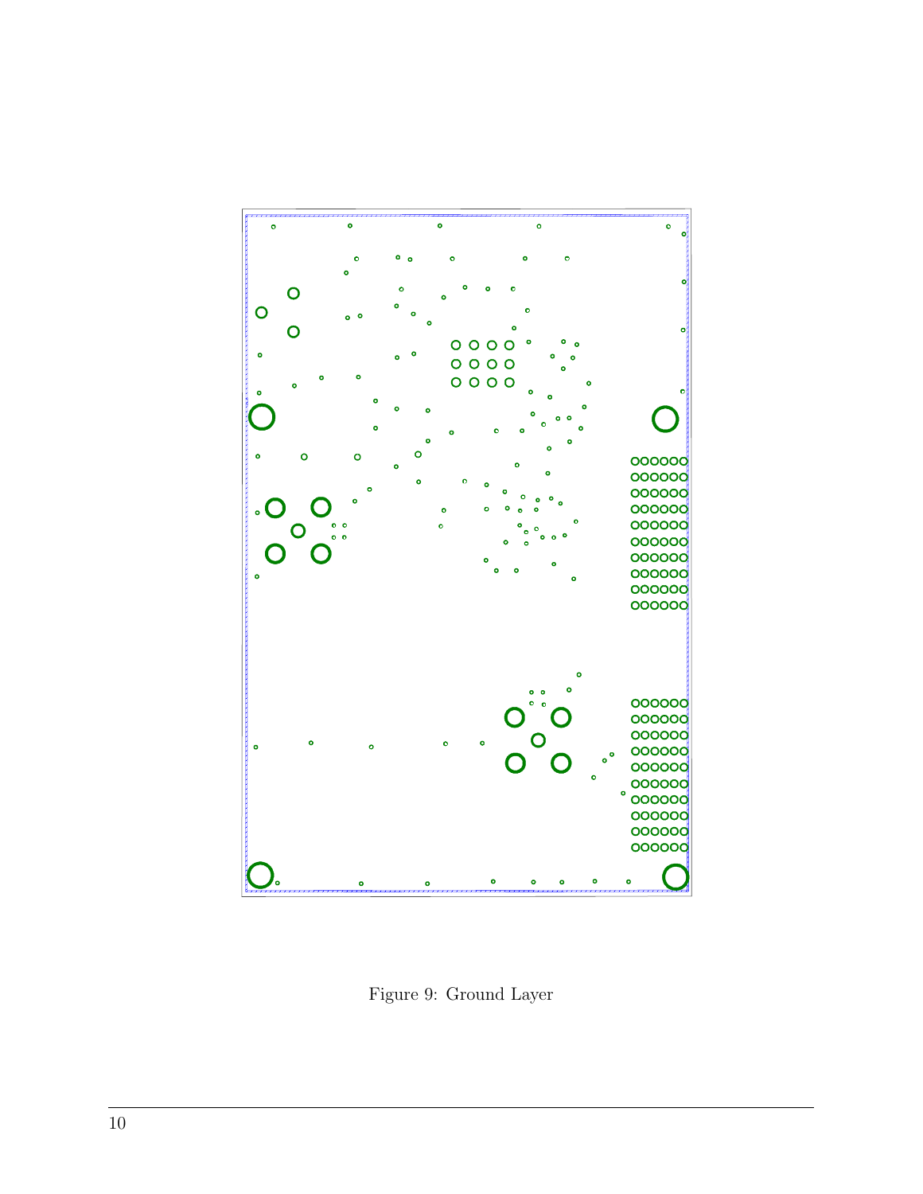Figure 9: Ground Layer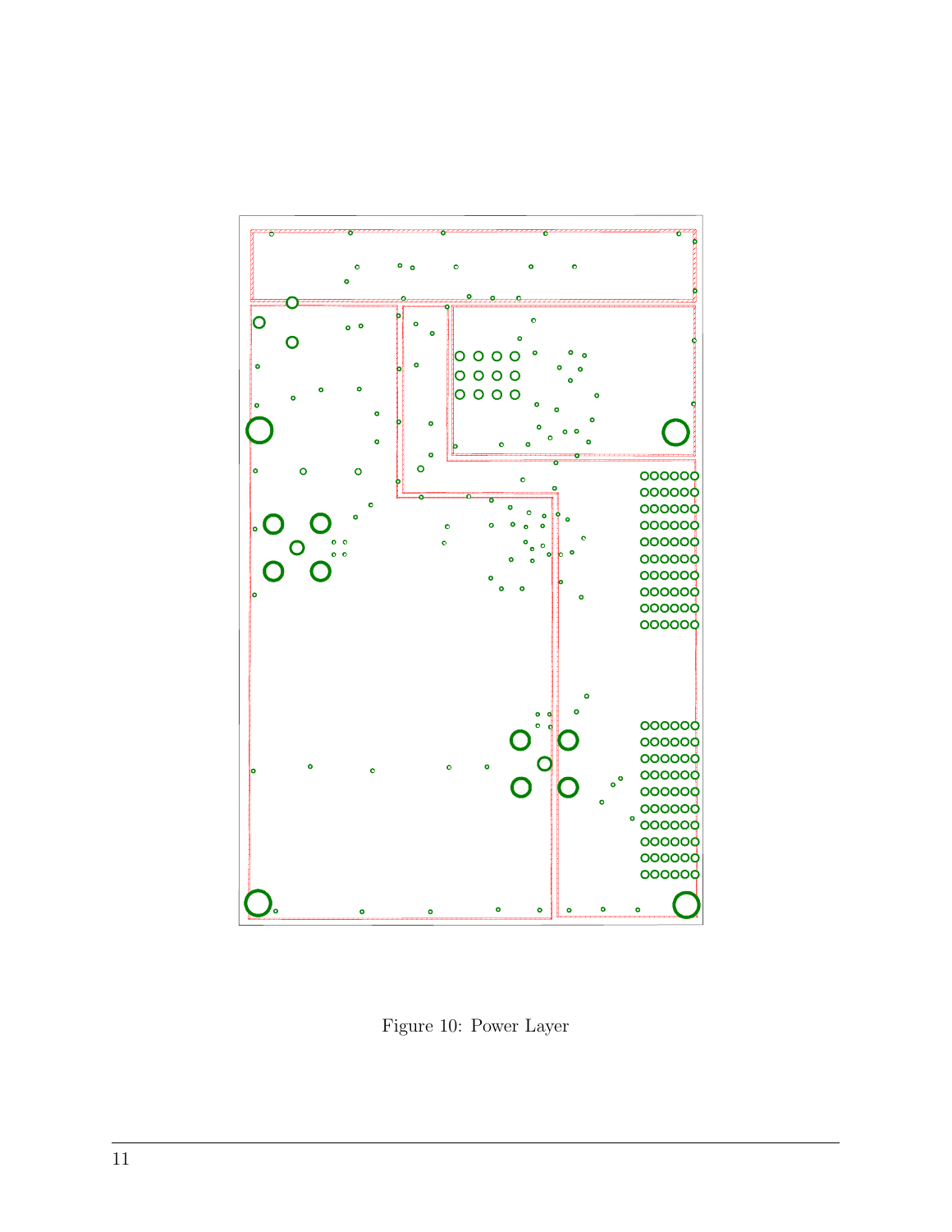Figure 10: Power Layer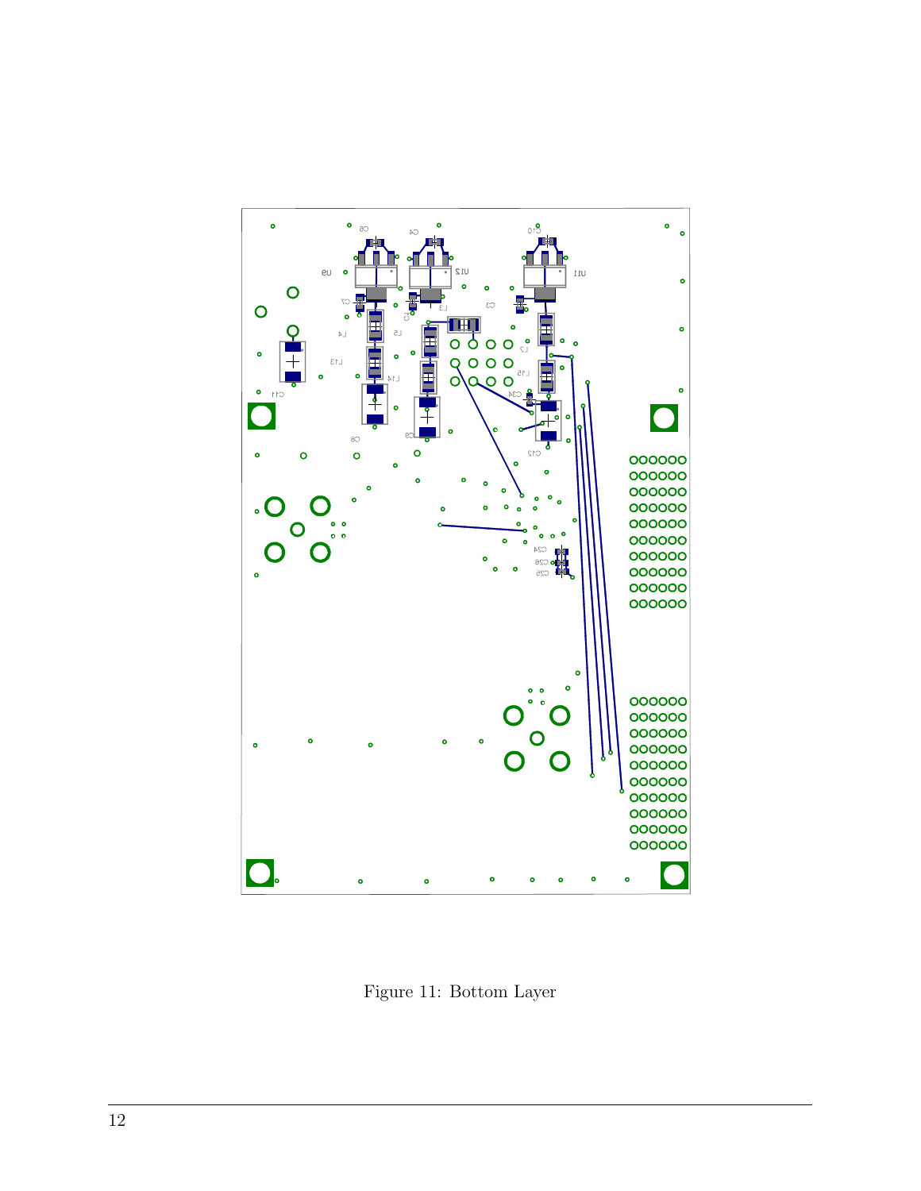Figure 11: Bottom Layer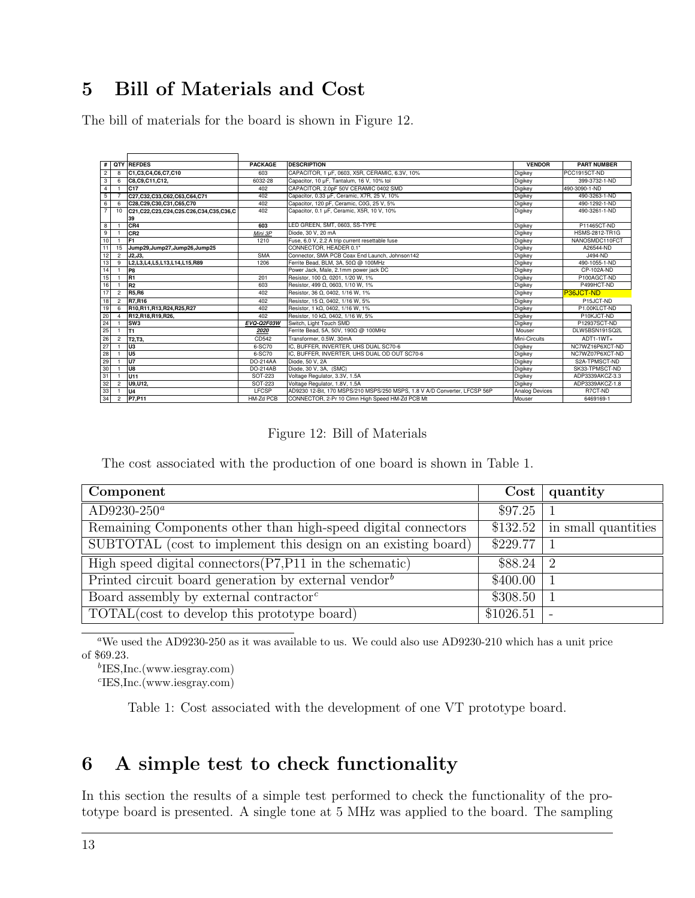## 5 Bill of Materials and Cost

The bill of materials for the board is shown in Figure 12.

| # | QTY | REFDES | PACKAGE | DESCRIPTION | VENDOR | PART NUMBER |
|---|---|---|---|---|---|---|
| 2 | 8 | C1,C3,C4,C6,C7,C10 | 603 | CAPACITOR, 1 µF, 0603, X5R, CERAMIC, 6.3V, 10% | Digikey | PCC1915CT-ND |
| 3 | 6 | C8,C9,C11,C12, | 6032-28 | Capacitor, 10 µF, Tantalum, 16 V, 10% tol | Digikey | 399-3732-1-ND |
| 4 | 1 | C17 | 402 | CAPACITOR, 2.0pF 50V CERAMIC 0402 SMD | Digikey | 490-3090-1-ND |
| 5 | 7 | C27,C32,C33,C62,C63,C64,C71 | 402 | Capacitor, 0.33 µF, Ceramic, X7R, 25 V, 10% | Digikey | 490-3263-1-ND |
| 6 | 6 | C28,C29,C30,C31,C65,C70 | 402 | Capacitor, 120 pF, Ceramic, C0G, 25 V, 5% | Digikey | 490-1292-1-ND |
| 7 | 10 | C21,C22,C23,C24,C25.C26,C34,C35,C36,C39 | 402 | Capacitor, 0.1 µF, Ceramic, X5R, 10 V, 10% | Digikey | 490-3261-1-ND |
| 8 | 1 | CR4 | 603 | LED GREEN, SMT, 0603, SS-TYPE | Digikey | P11465CT-ND |
| 9 | 1 | CR2 | Mini 3P | Diode, 30 V, 20 mA | Digikey | HSMS-2812-TR1G |
| 10 | 1 | F1 | 1210 | Fuse, 6.0 V, 2.2 A trip current resettable fuse | Digikey | NANOSMDC110FCT |
| 11 | 15 | Jump29,Jump27,Jump26,Jump25 | | CONNECTOR, HEADER 0.1" | Digikey | A26544-ND |
| 12 | 2 | J2,J3, | SMA | Connector, SMA PCB Coax End Launch, Johnson142 | Digikey | J494-ND |
| 13 | 9 | L2,L3,L4,L5,L13,L14,L15,R89 | 1206 | Ferrite Bead, BLM, 3A, 50Ω @ 100MHz | Digikey | 490-1055-1-ND |
| 14 | 1 | P8 | | Power Jack, Male, 2.1mm power jack DC | Digikey | CP-102A-ND |
| 15 | 1 | R1 | 201 | Resistor, 100 Ω, 0201, 1/20 W, 1% | Digikey | P100AGCT-ND |
| 16 | 1 | R2 | 603 | Resistor, 499 Ω, 0603, 1/10 W, 1% | Digikey | P499HCT-ND |
| 17 | 2 | R5,R6 | 402 | Resistor, 36 Ω, 0402, 1/16 W, 1% | Digikey | P36JCT-ND |
| 18 | 2 | R7,R16 | 402 | Resistor, 15 Ω, 0402, 1/16 W, 5% | Digikey | P15JCT-ND |
| 19 | 6 | R10,R11,R13,R24,R25,R27 | 402 | Resistor, 1 kΩ, 0402, 1/16 W, 1% | Digikey | P1.00KLCT-ND |
| 20 | 4 | R12,R18,R19,R26, | 402 | Resistor, 10 kΩ, 0402, 1/16 W, 5% | Digikey | P10KJCT-ND |
| 24 | 1 | SW3 | EVQ-Q2F03W | Switch, Light Touch SMD | Digikey | P12937SCT-ND |
| 25 | 1 | T1 | 2020 | Ferrite Bead, 5A, 50V, 190Ω @ 100MHz | Mouser | DLW5BSN191SQ2L |
| 26 | 2 | T2,T3, | CD542 | Transformer, 0.5W, 30mA | Mini-Circuits | ADT1-1WT+ |
| 27 | 1 | U3 | 6-SC70 | IC, BUFFER, INVERTER, UHS DUAL SC70-6 | Digikey | NC7WZ16P6XCT-ND |
| 28 | 1 | U5 | 6-SC70 | IC, BUFFER, INVERTER, UHS DUAL OD OUT SC70-6 | Digikey | NC7WZ07P6XCT-ND |
| 29 | 1 | U7 | DO-214AA | Diode, 50 V, 2A | Digikey | S2A-TPMSCT-ND |
| 30 | 1 | U8 | DO-214AB | Diode, 30 V, 3A, (SMC) | Digikey | SK33-TPMSCT-ND |
| 31 | 1 | U11 | SOT-223 | Voltage Regulator, 3.3V, 1.5A | Digikey | ADP3339AKCZ-3.3 |
| 32 | 2 | U9,U12, | SOT-223 | Voltage Regulator, 1.8V, 1.5A | Digikey | ADP3339AKCZ-1.8 |
| 33 | 1 | U4 | LFCSP | AD9230 12-Bit, 170 MSPS/210 MSPS/250 MSPS, 1.8 V A/D Converter, LFCSP 56P | Analog Devices | R7CT-ND |
| 34 | 2 | P7,P11 | HM-Zd PCB | CONNECTOR, 2-Pr 10 Clmn High Speed HM-Zd PCB Mt | Mouser | 6469169-1 |

Figure 12: Bill of Materials

The cost associated with the production of one board is shown in Table 1.

| Component | Cost | quantity |
|---|---|---|
| AD9230-250[a] | \$97.25 | 1 |
| Remaining Components other than high-speed digital connectors | \$132.52 | in small quantities |
| SUBTOTAL (cost to implement this design on an existing board) | \$229.77 | 1 |
| High speed digital connectors(P7,P11 in the schematic) | \$88.24 | 2 |
| Printed circuit board generation by external vendor[b] | \$400.00 | 1 |
| Board assembly by external contractor[c] | \$308.50 | 1 |
| TOTAL(cost to develop this prototype board) | \$1026.51 | - |

[a] We used the AD9230-250 as it was available to us. We could also use AD9230-210 which has a unit price of \$69.23.

[b] IES,Inc.(www.iesgray.com)

[c] IES,Inc.(www.iesgray.com)

Table 1: Cost associated with the development of one VT prototype board.

## 6 A simple test to check functionality

In this section the results of a simple test performed to check the functionality of the prototype board is presented. A single tone at 5 MHz was applied to the board. The sampling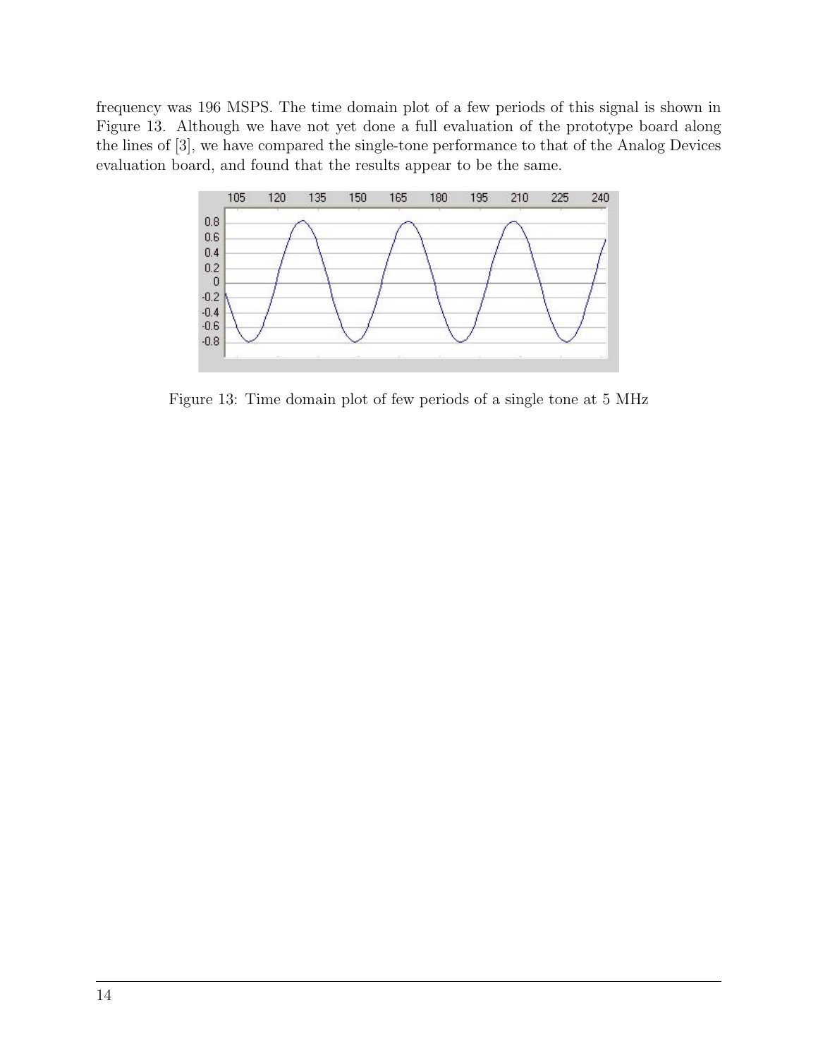frequency was 196 MSPS. The time domain plot of a few periods of this signal is shown in Figure 13. Although we have not yet done a full evaluation of the prototype board along the lines of [3], we have compared the single-tone performance to that of the Analog Devices evaluation board, and found that the results appear to be the same.

Figure 13: Time domain plot of few periods of a single tone at 5 MHz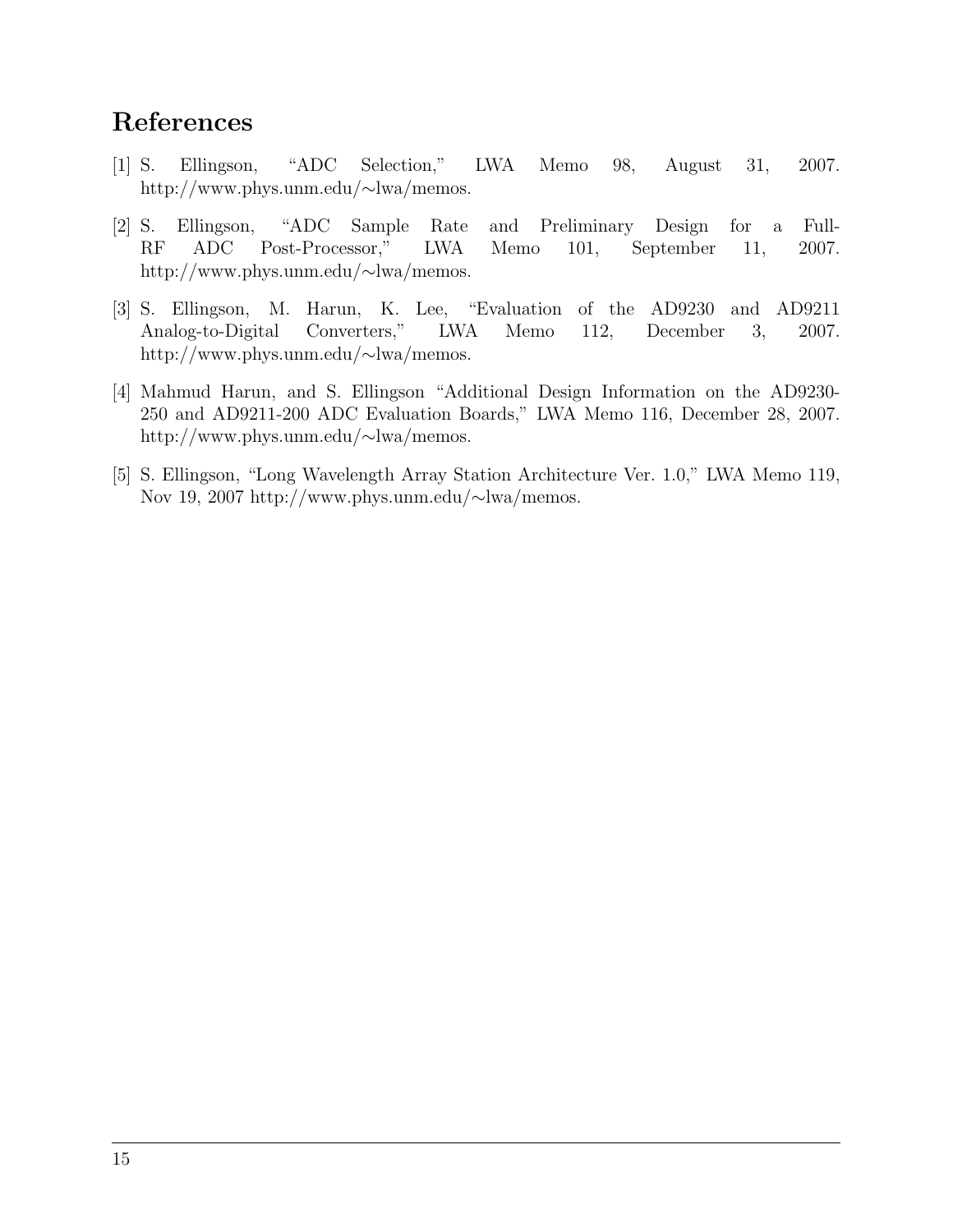## References

[1] S. Ellingson, "ADC Selection," LWA Memo 98, August 31, 2007. http://www.phys.unm.edu/∼lwa/memos.

[2] S. Ellingson, "ADC Sample Rate and Preliminary Design for a Full-RF ADC Post-Processor," LWA Memo 101, September 11, 2007. http://www.phys.unm.edu/∼lwa/memos.

[3] S. Ellingson, M. Harun, K. Lee, "Evaluation of the AD9230 and AD9211 Analog-to-Digital Converters," LWA Memo 112, December 3, 2007. http://www.phys.unm.edu/∼lwa/memos.

[4] Mahmud Harun, and S. Ellingson "Additional Design Information on the AD9230-250 and AD9211-200 ADC Evaluation Boards," LWA Memo 116, December 28, 2007. http://www.phys.unm.edu/∼lwa/memos.

[5] S. Ellingson, "Long Wavelength Array Station Architecture Ver. 1.0," LWA Memo 119, Nov 19, 2007 http://www.phys.unm.edu/∼lwa/memos.